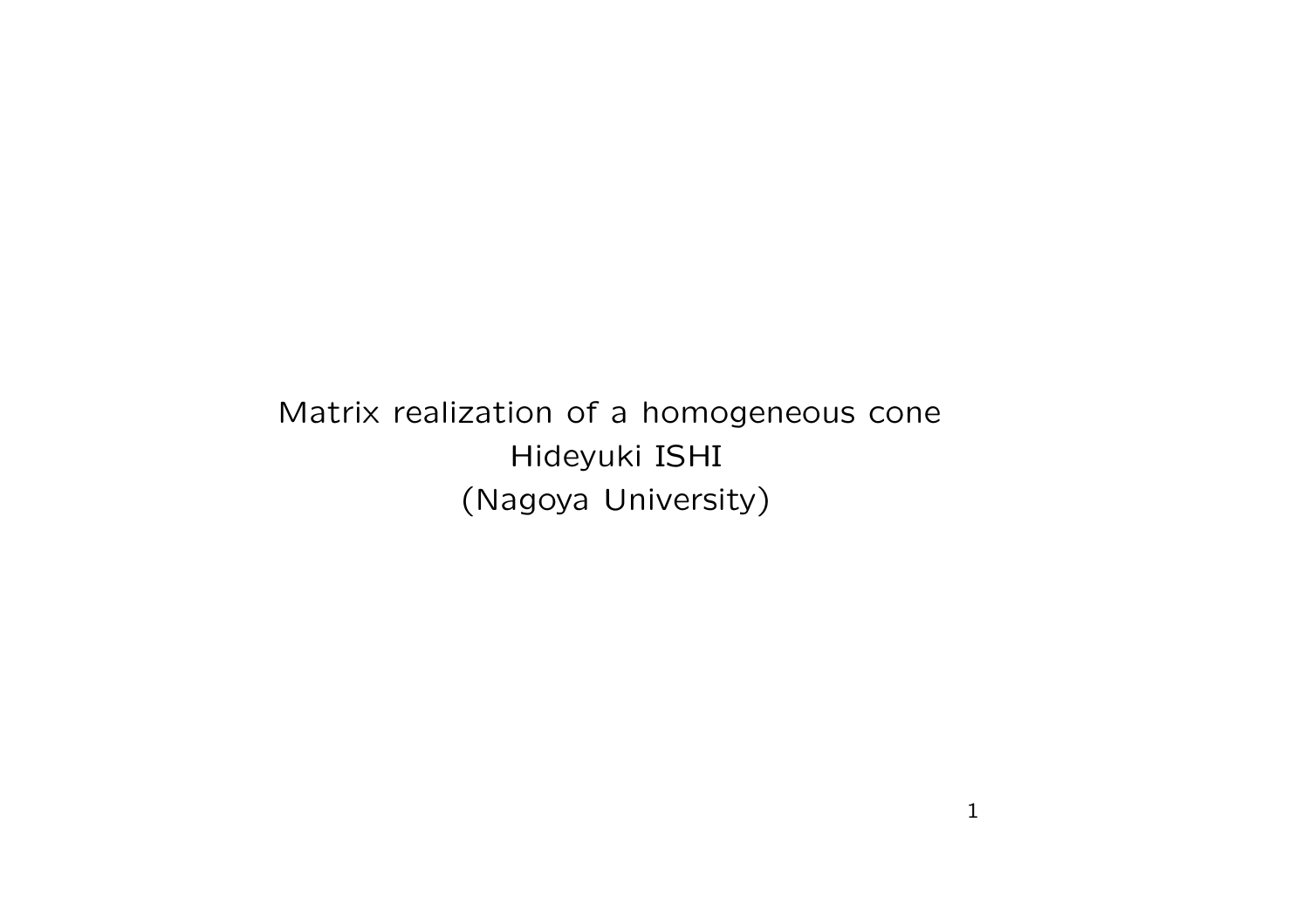# Matrix realization of a homogeneous cone

Hideyuki ISHI

(Nagoya University)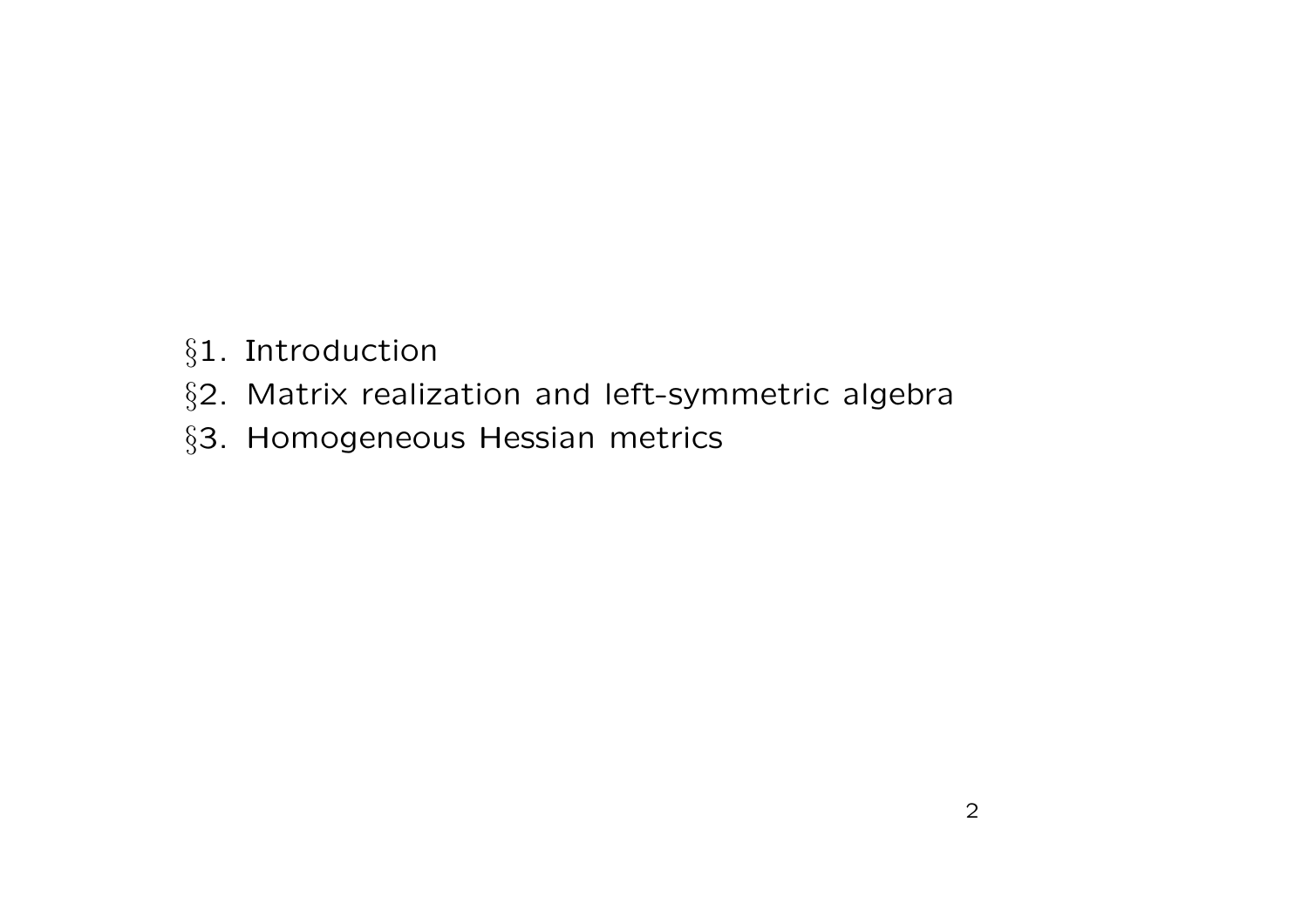§1. Introduction

§2. Matrix realization and left-symmetric algebra

§3. Homogeneous Hessian metrics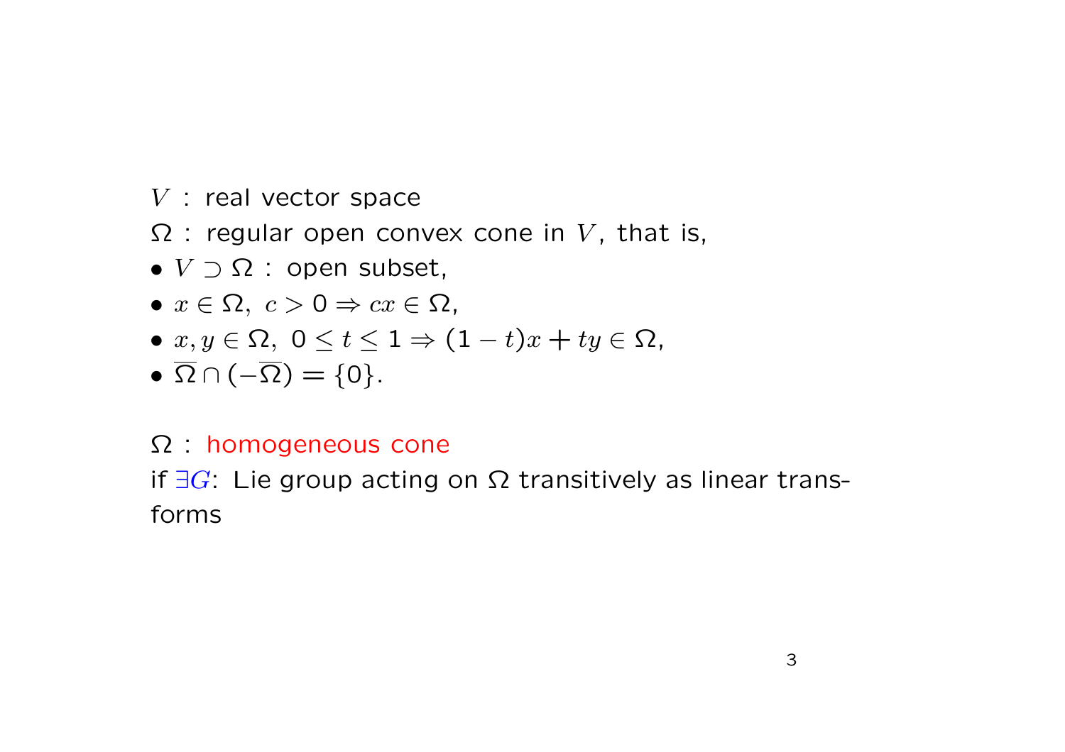$V$ : real vector space

$\Omega$ : regular open convex cone in $V$, that is,

- $V \supset \Omega$ : open subset,
- $x \in \Omega,\ c > 0 \Rightarrow cx \in \Omega$,
- $x, y \in \Omega,\ 0 \leq t \leq 1 \Rightarrow (1-t)x + ty \in \Omega$,
- $\overline{\Omega} \cap (-\overline{\Omega}) = \{0\}$.

$\Omega$ : homogeneous cone

if $\exists G$: Lie group acting on $\Omega$ transitively as linear transforms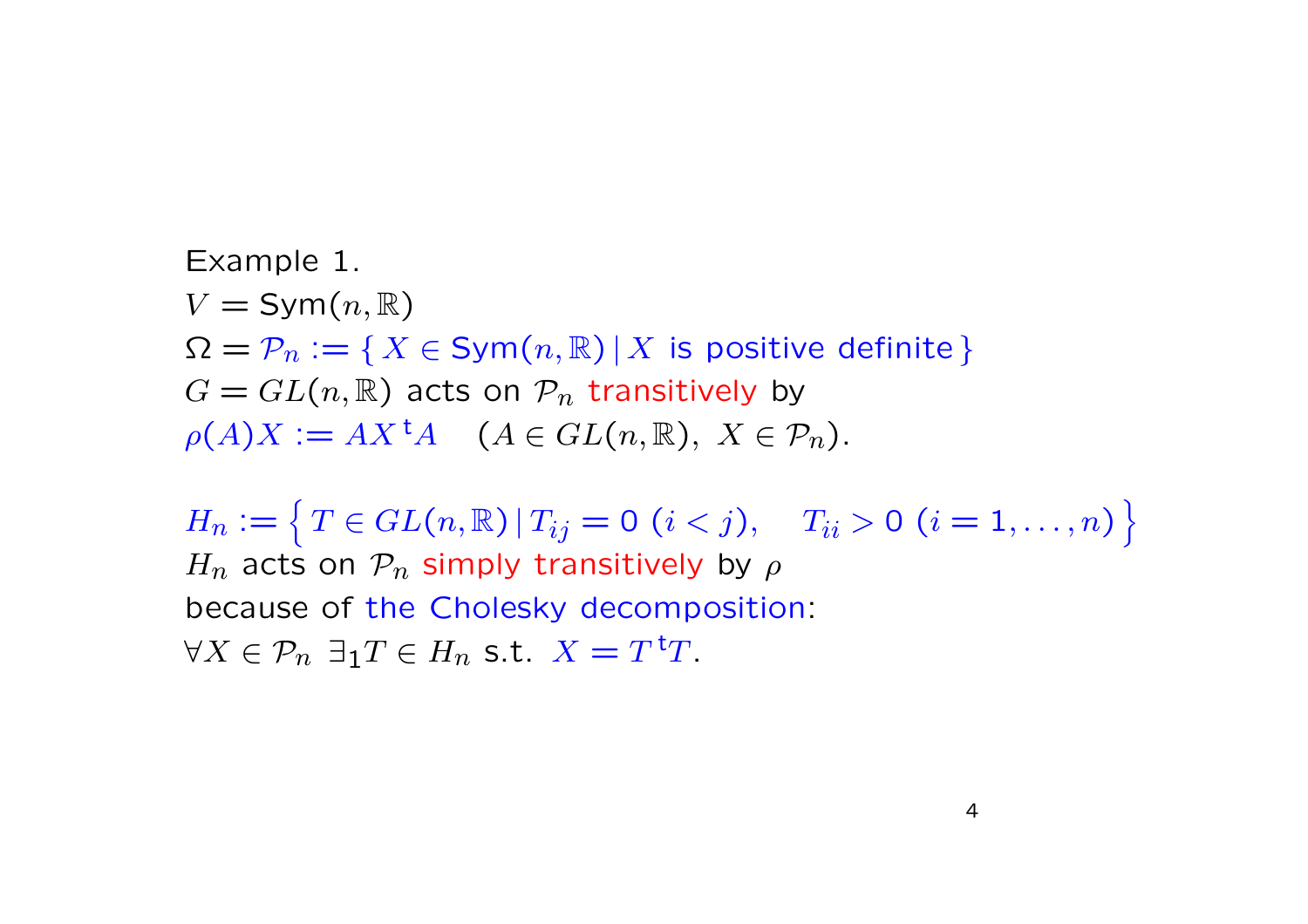Example 1.

$V = \mathsf{Sym}(n, \mathbb{R})$

$\Omega = \mathcal{P}_n := \{ X \in \mathsf{Sym}(n, \mathbb{R}) \,|\, X \text{ is positive definite} \}$

$G = GL(n, \mathbb{R})$ acts on $\mathcal{P}_n$ transitively by

$\rho(A)X := AX\,{}^{\mathsf{t}}A \quad (A \in GL(n, \mathbb{R}),\ X \in \mathcal{P}_n).$

$H_n := \left\{ T \in GL(n, \mathbb{R}) \,|\, T_{ij} = 0 \ (i < j), \quad T_{ii} > 0 \ (i = 1, \ldots, n) \right\}$

$H_n$ acts on $\mathcal{P}_n$ simply transitively by $\rho$

because of the Cholesky decomposition:

$\forall X \in \mathcal{P}_n \ \exists_1 T \in H_n$ s.t. $X = T\,{}^{\mathsf{t}}T$.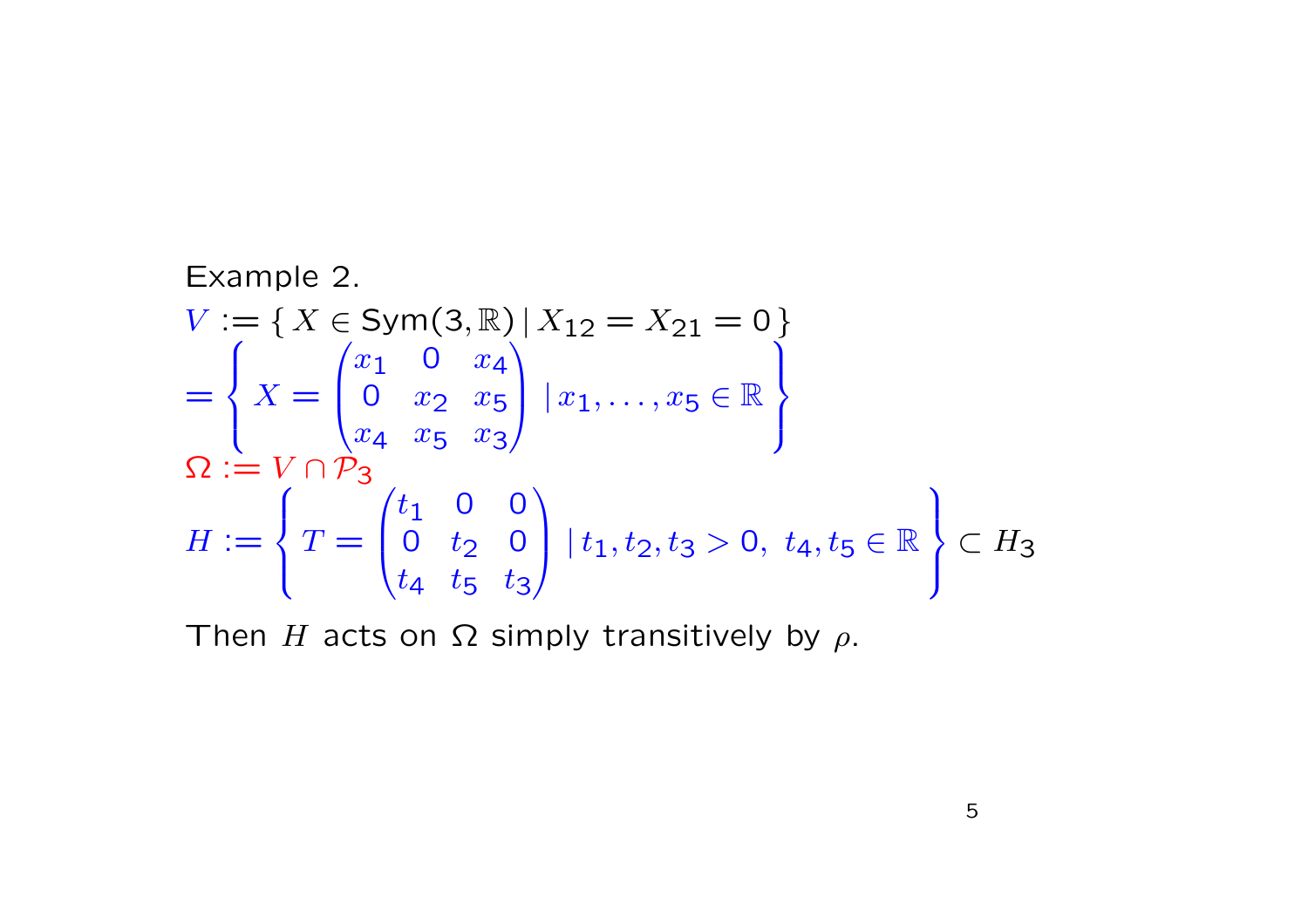Example 2.

$$V := \{\, X \in \mathsf{Sym}(3,\mathbb{R}) \,|\, X_{12} = X_{21} = 0 \,\}$$

$$= \left\{ X = \begin{pmatrix} x_1 & 0 & x_4 \\ 0 & x_2 & x_5 \\ x_4 & x_5 & x_3 \end{pmatrix} \;|\, x_1, \ldots, x_5 \in \mathbb{R} \right\}$$

$$\Omega := V \cap \mathcal{P}_3$$

$$H := \left\{ T = \begin{pmatrix} t_1 & 0 & 0 \\ 0 & t_2 & 0 \\ t_4 & t_5 & t_3 \end{pmatrix} \;|\, t_1, t_2, t_3 > 0,\ t_4, t_5 \in \mathbb{R} \right\} \subset H_3$$

Then $H$ acts on $\Omega$ simply transitively by $\rho$.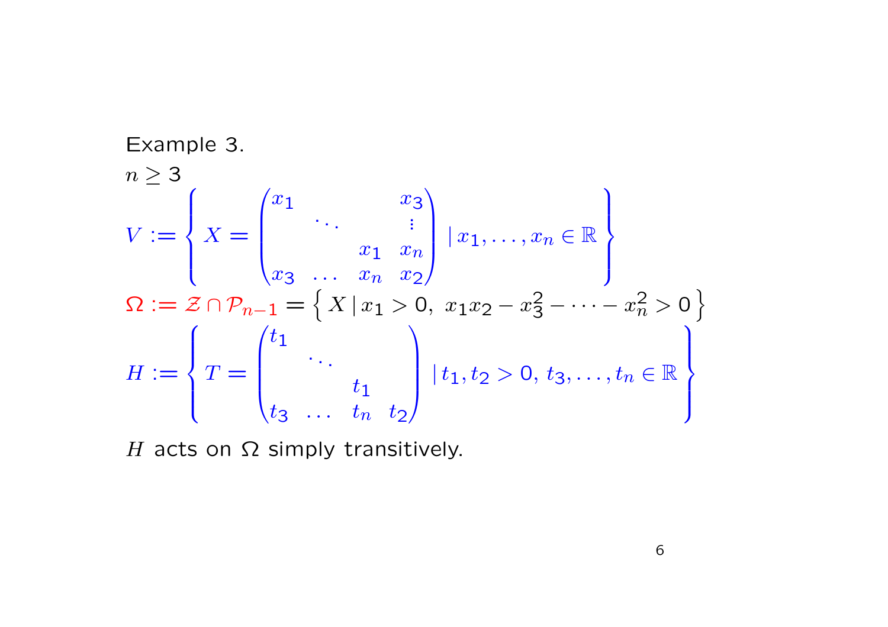Example 3.

$n \geq 3$

$$V := \left\{ X = \begin{pmatrix} x_1 & & & x_3 \\ & \ddots & & \vdots \\ & & x_1 & x_n \\ x_3 & \dots & x_n & x_2 \end{pmatrix} \,\middle|\, x_1, \dots, x_n \in \mathbb{R} \right\}$$

$$\Omega := \mathcal{Z} \cap \mathcal{P}_{n-1} = \left\{ X \,|\, x_1 > 0,\ x_1 x_2 - x_3^2 - \cdots - x_n^2 > 0 \right\}$$

$$H := \left\{ T = \begin{pmatrix} t_1 & & & \\ & \ddots & & \\ & & t_1 & \\ t_3 & \dots & t_n & t_2 \end{pmatrix} \,\middle|\, t_1, t_2 > 0,\, t_3, \dots, t_n \in \mathbb{R} \right\}$$

$H$ acts on $\Omega$ simply transitively.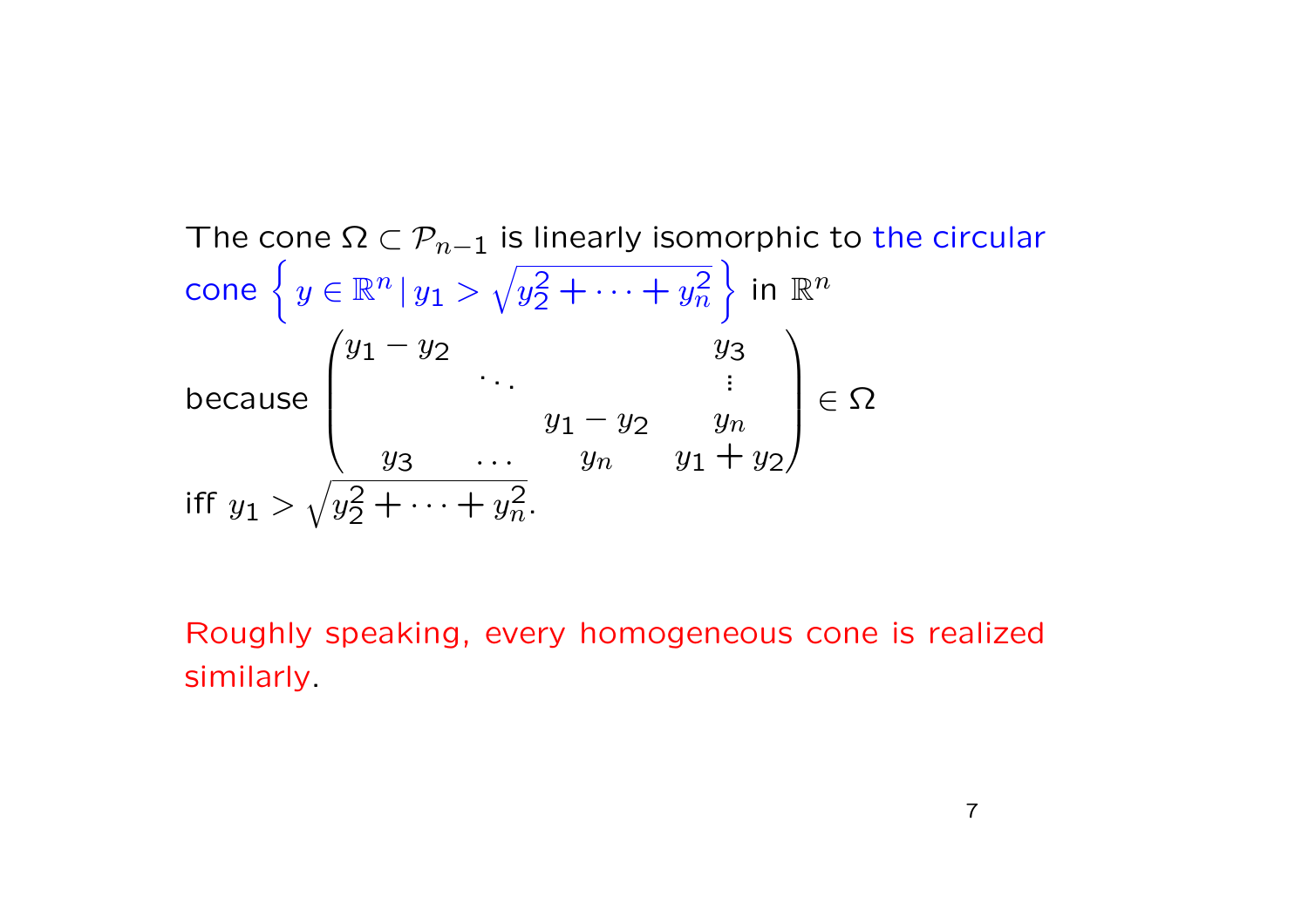The cone $\Omega \subset \mathcal{P}_{n-1}$ is linearly isomorphic to the circular cone $\left\{ y \in \mathbb{R}^n \,|\, y_1 > \sqrt{y_2^2 + \cdots + y_n^2} \right\}$ in $\mathbb{R}^n$

because

$$\begin{pmatrix} y_1 - y_2 & & & y_3 \\ & \ddots & & \vdots \\ & & y_1 - y_2 & y_n \\ y_3 & \cdots & y_n & y_1 + y_2 \end{pmatrix} \in \Omega$$

iff $y_1 > \sqrt{y_2^2 + \cdots + y_n^2}$.

Roughly speaking, every homogeneous cone is realized similarly.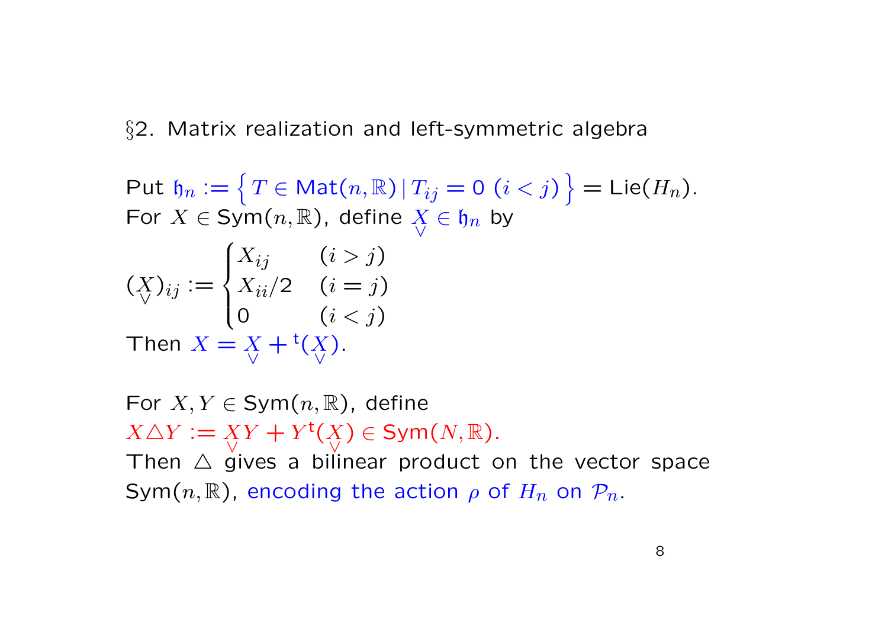§2. Matrix realization and left-symmetric algebra

Put $\mathfrak{h}_n := \left\{ T \in \mathrm{Mat}(n, \mathbb{R}) \,|\, T_{ij} = 0 \ (i < j) \right\} = \mathrm{Lie}(H_n)$.
For $X \in \mathrm{Sym}(n, \mathbb{R})$, define $\underset{\vee}{X} \in \mathfrak{h}_n$ by

$$(\underset{\vee}{X})_{ij} := \begin{cases} X_{ij} & (i > j) \\ X_{ii}/2 & (i = j) \\ 0 & (i < j) \end{cases}$$

Then $X = \underset{\vee}{X} + {}^{\mathrm{t}}(\underset{\vee}{X})$.

For $X, Y \in \mathrm{Sym}(n, \mathbb{R})$, define
$X \triangle Y := \underset{\vee}{X} Y + Y \, {}^{\mathrm{t}}(\underset{\vee}{X}) \in \mathrm{Sym}(N, \mathbb{R})$.
Then $\triangle$ gives a bilinear product on the vector space $\mathrm{Sym}(n, \mathbb{R})$, encoding the action $\rho$ of $H_n$ on $\mathcal{P}_n$.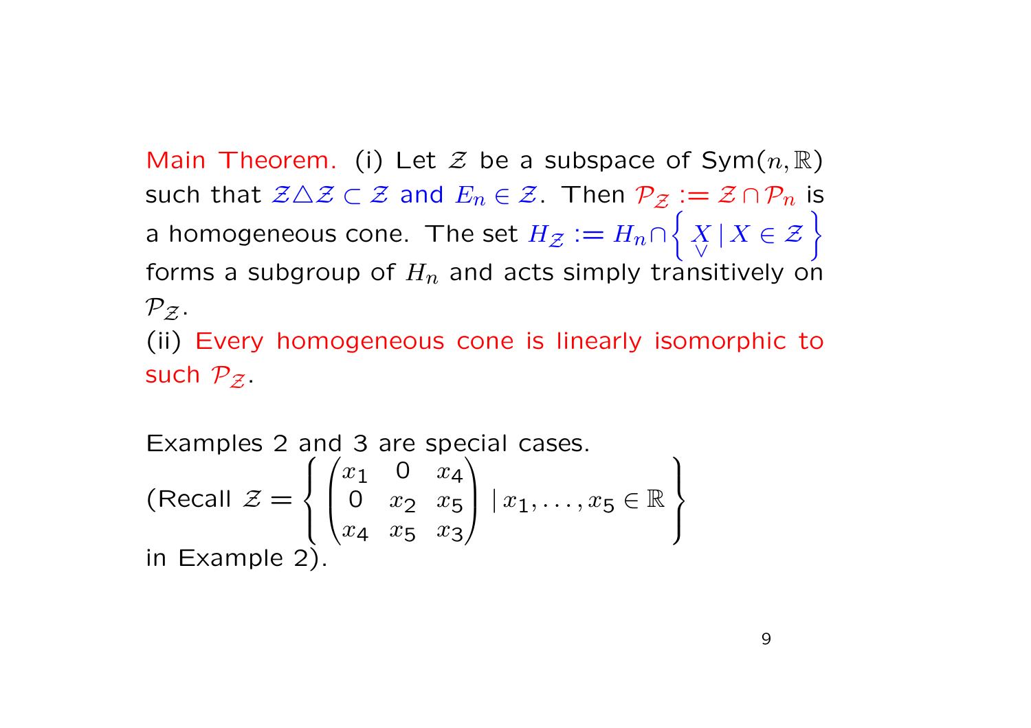Main Theorem. (i) Let $\mathcal{Z}$ be a subspace of Sym$(n, \mathbb{R})$ such that $\mathcal{Z} \triangle \mathcal{Z} \subset \mathcal{Z}$ and $E_n \in \mathcal{Z}$. Then $\mathcal{P}_{\mathcal{Z}} := \mathcal{Z} \cap \mathcal{P}_n$ is a homogeneous cone. The set $H_{\mathcal{Z}} := H_n \cap \left\{ \underset{\vee}{X} \mid X \in \mathcal{Z} \right\}$ forms a subgroup of $H_n$ and acts simply transitively on $\mathcal{P}_{\mathcal{Z}}$.

(ii) Every homogeneous cone is linearly isomorphic to such $\mathcal{P}_{\mathcal{Z}}$.

Examples 2 and 3 are special cases.

(Recall $\mathcal{Z} = \left\{ \begin{pmatrix} x_1 & 0 & x_4 \\ 0 & x_2 & x_5 \\ x_4 & x_5 & x_3 \end{pmatrix} \mid x_1, \ldots, x_5 \in \mathbb{R} \right\}$ in Example 2).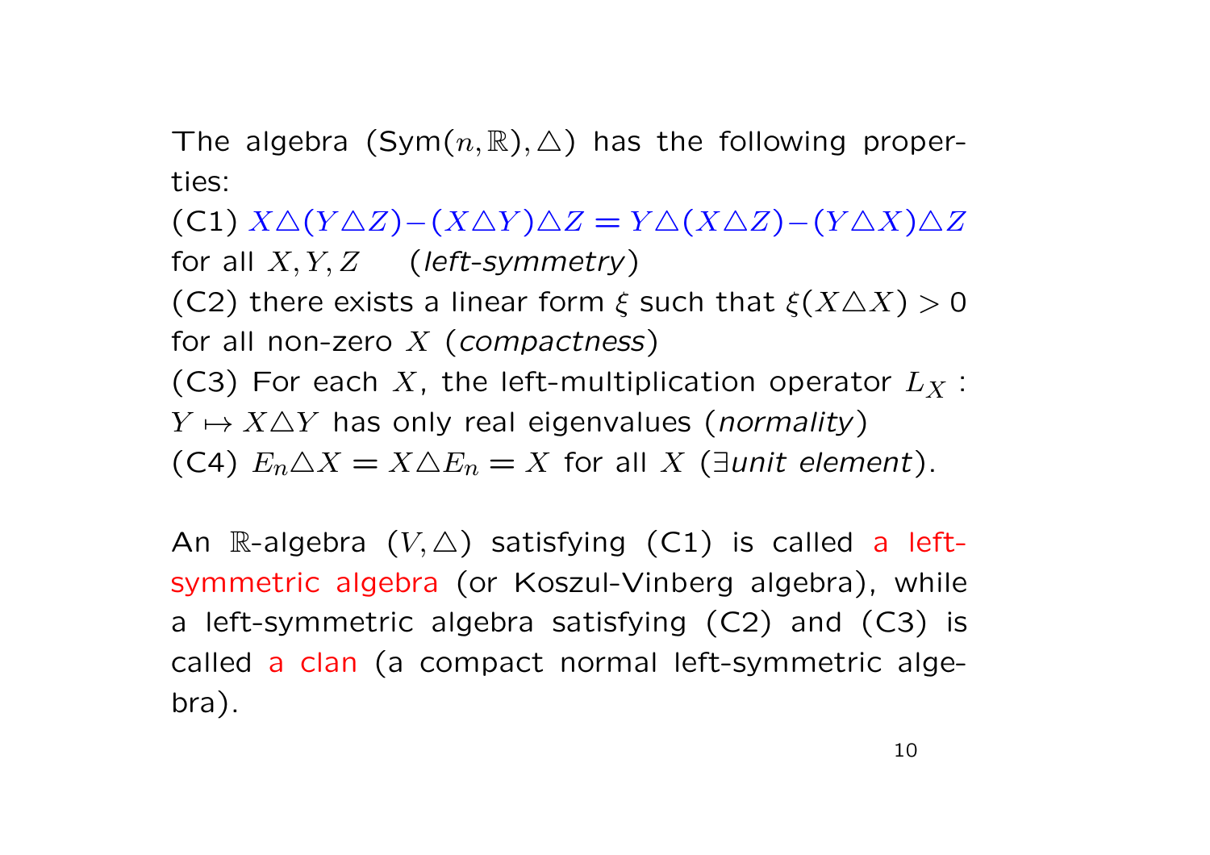The algebra $(\mathrm{Sym}(n,\mathbb{R}),\triangle)$ has the following properties:

(C1) $X\triangle(Y\triangle Z)-(X\triangle Y)\triangle Z = Y\triangle(X\triangle Z)-(Y\triangle X)\triangle Z$ for all $X,Y,Z$ (*left-symmetry*)

(C2) there exists a linear form $\xi$ such that $\xi(X\triangle X)>0$ for all non-zero $X$ (*compactness*)

(C3) For each $X$, the left-multiplication operator $L_X : Y \mapsto X\triangle Y$ has only real eigenvalues (*normality*)

(C4) $E_n\triangle X = X\triangle E_n = X$ for all $X$ ($\exists$*unit element*).

An $\mathbb{R}$-algebra $(V,\triangle)$ satisfying (C1) is called a left-symmetric algebra (or Koszul-Vinberg algebra), while a left-symmetric algebra satisfying (C2) and (C3) is called a clan (a compact normal left-symmetric algebra).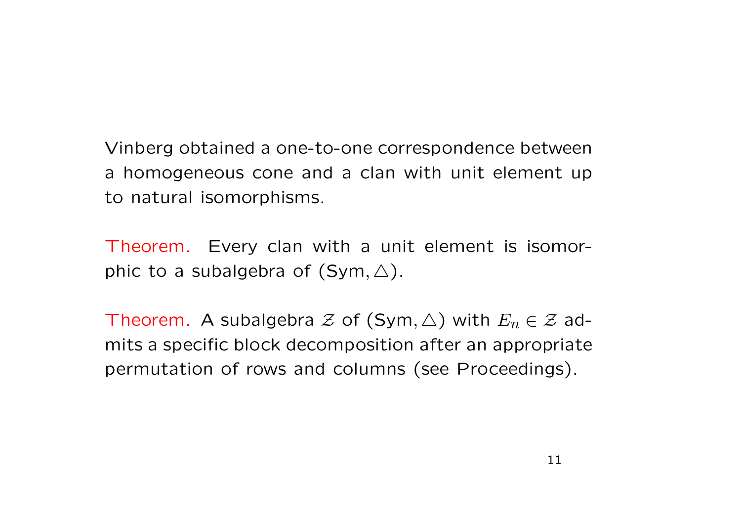Vinberg obtained a one-to-one correspondence between a homogeneous cone and a clan with unit element up to natural isomorphisms.

Theorem. Every clan with a unit element is isomorphic to a subalgebra of $(\mathrm{Sym}, \triangle)$.

Theorem. A subalgebra $\mathcal{Z}$ of $(\mathrm{Sym}, \triangle)$ with $E_n \in \mathcal{Z}$ admits a specific block decomposition after an appropriate permutation of rows and columns (see Proceedings).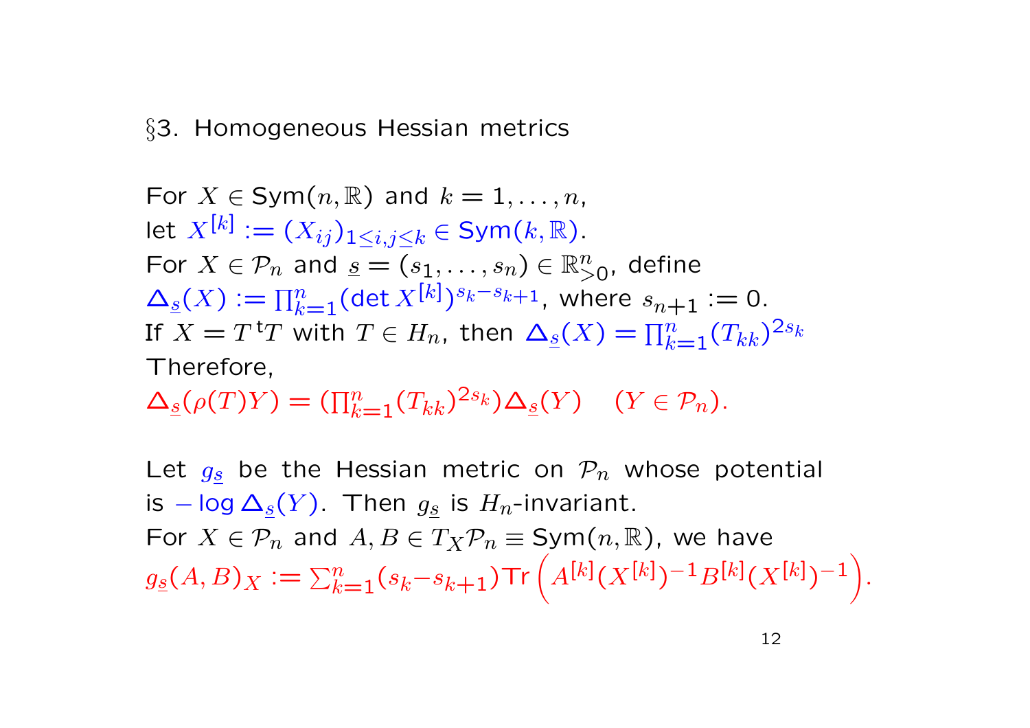§3. Homogeneous Hessian metrics

For $X \in \mathrm{Sym}(n, \mathbb{R})$ and $k = 1, \ldots, n$,
let $X^{[k]} := (X_{ij})_{1 \le i,j \le k} \in \mathrm{Sym}(k, \mathbb{R})$.
For $X \in \mathcal{P}_n$ and $\underline{s} = (s_1, \ldots, s_n) \in \mathbb{R}^n_{>0}$, define
$\Delta_{\underline{s}}(X) := \prod_{k=1}^n (\det X^{[k]})^{s_k - s_{k+1}}$, where $s_{n+1} := 0$.
If $X = T\,{}^{\mathrm{t}}T$ with $T \in H_n$, then $\Delta_{\underline{s}}(X) = \prod_{k=1}^n (T_{kk})^{2s_k}$
Therefore,
$\Delta_{\underline{s}}(\rho(T)Y) = (\prod_{k=1}^n (T_{kk})^{2s_k}) \Delta_{\underline{s}}(Y) \quad (Y \in \mathcal{P}_n)$.

Let $g_{\underline{s}}$ be the Hessian metric on $\mathcal{P}_n$ whose potential is $-\log \Delta_{\underline{s}}(Y)$. Then $g_{\underline{s}}$ is $H_n$-invariant.
For $X \in \mathcal{P}_n$ and $A, B \in T_X \mathcal{P}_n \equiv \mathrm{Sym}(n, \mathbb{R})$, we have
$g_{\underline{s}}(A, B)_X := \sum_{k=1}^n (s_k - s_{k+1}) \mathrm{Tr} \left( A^{[k]} (X^{[k]})^{-1} B^{[k]} (X^{[k]})^{-1} \right)$.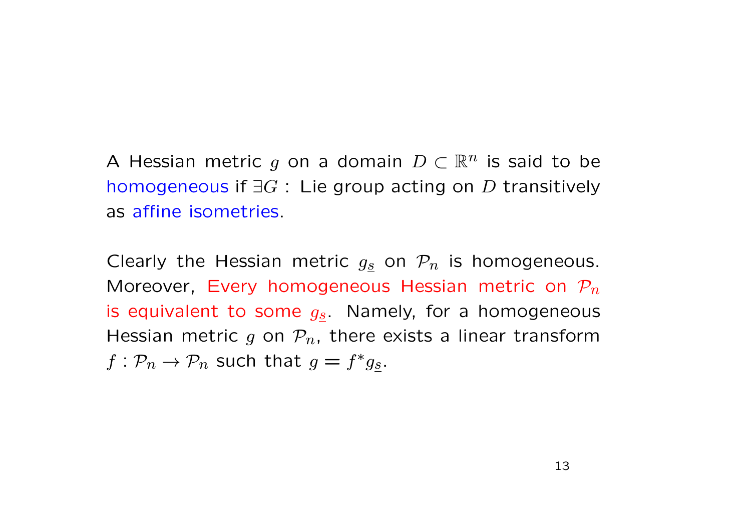A Hessian metric $g$ on a domain $D \subset \mathbb{R}^n$ is said to be homogeneous if $\exists G$ : Lie group acting on $D$ transitively as affine isometries.

Clearly the Hessian metric $g_{\underline{s}}$ on $\mathcal{P}_n$ is homogeneous. Moreover, Every homogeneous Hessian metric on $\mathcal{P}_n$ is equivalent to some $g_{\underline{s}}$. Namely, for a homogeneous Hessian metric $g$ on $\mathcal{P}_n$, there exists a linear transform $f : \mathcal{P}_n \to \mathcal{P}_n$ such that $g = f^* g_{\underline{s}}$.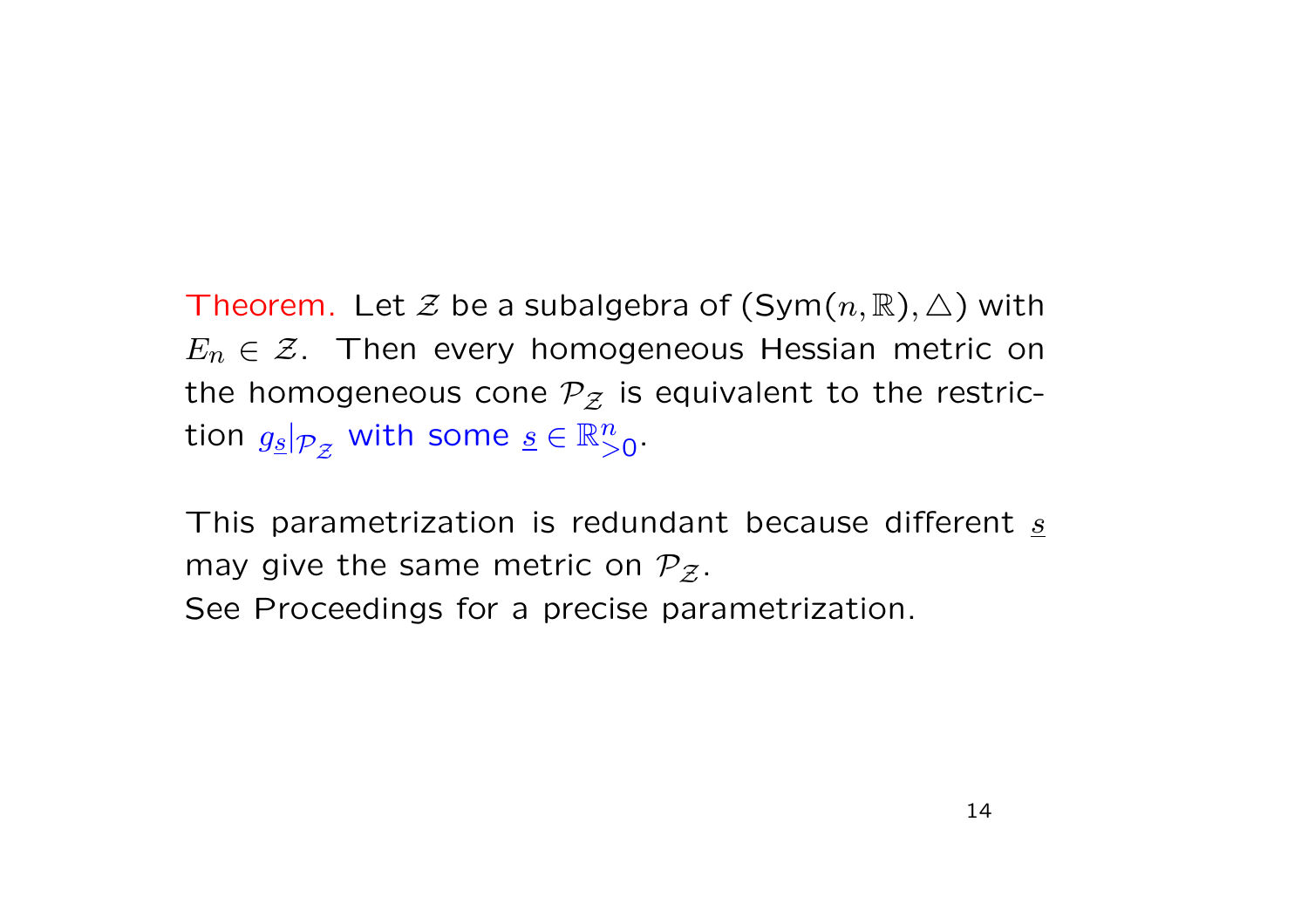**Theorem.** Let $\mathcal{Z}$ be a subalgebra of $(\mathrm{Sym}(n,\mathbb{R}), \triangle)$ with $E_n \in \mathcal{Z}$. Then every homogeneous Hessian metric on the homogeneous cone $\mathcal{P}_{\mathcal{Z}}$ is equivalent to the restriction $g_{\underline{s}}|_{\mathcal{P}_{\mathcal{Z}}}$ with some $\underline{s} \in \mathbb{R}^n_{>0}$.

This parametrization is redundant because different $\underline{s}$ may give the same metric on $\mathcal{P}_{\mathcal{Z}}$.
See Proceedings for a precise parametrization.